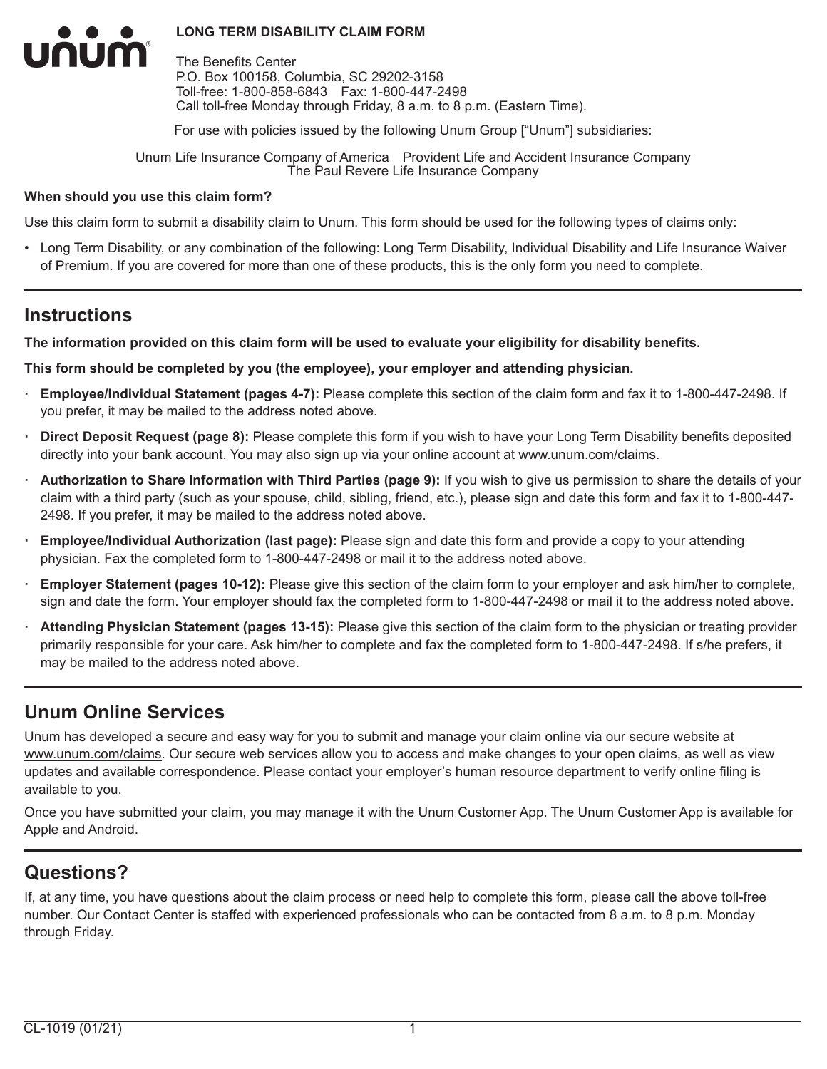**LONG TERM DISABILITY CLAIM FORM**

The Benefits Center
P.O. Box 100158, Columbia, SC 29202-3158
Toll-free: 1-800-858-6843 Fax: 1-800-447-2498
Call toll-free Monday through Friday, 8 a.m. to 8 p.m. (Eastern Time).

For use with policies issued by the following Unum Group ["Unum"] subsidiaries:

Unum Life Insurance Company of America Provident Life and Accident Insurance Company
The Paul Revere Life Insurance Company

**When should you use this claim form?**

Use this claim form to submit a disability claim to Unum. This form should be used for the following types of claims only:

- Long Term Disability, or any combination of the following: Long Term Disability, Individual Disability and Life Insurance Waiver of Premium. If you are covered for more than one of these products, this is the only form you need to complete.

## Instructions

**The information provided on this claim form will be used to evaluate your eligibility for disability benefits.**

**This form should be completed by you (the employee), your employer and attending physician.**

- **Employee/Individual Statement (pages 4-7):** Please complete this section of the claim form and fax it to 1-800-447-2498. If you prefer, it may be mailed to the address noted above.
- **Direct Deposit Request (page 8):** Please complete this form if you wish to have your Long Term Disability benefits deposited directly into your bank account. You may also sign up via your online account at www.unum.com/claims.
- **Authorization to Share Information with Third Parties (page 9):** If you wish to give us permission to share the details of your claim with a third party (such as your spouse, child, sibling, friend, etc.), please sign and date this form and fax it to 1-800-447-2498. If you prefer, it may be mailed to the address noted above.
- **Employee/Individual Authorization (last page):** Please sign and date this form and provide a copy to your attending physician. Fax the completed form to 1-800-447-2498 or mail it to the address noted above.
- **Employer Statement (pages 10-12):** Please give this section of the claim form to your employer and ask him/her to complete, sign and date the form. Your employer should fax the completed form to 1-800-447-2498 or mail it to the address noted above.
- **Attending Physician Statement (pages 13-15):** Please give this section of the claim form to the physician or treating provider primarily responsible for your care. Ask him/her to complete and fax the completed form to 1-800-447-2498. If s/he prefers, it may be mailed to the address noted above.

## Unum Online Services

Unum has developed a secure and easy way for you to submit and manage your claim online via our secure website at www.unum.com/claims. Our secure web services allow you to access and make changes to your open claims, as well as view updates and available correspondence. Please contact your employer's human resource department to verify online filing is available to you.

Once you have submitted your claim, you may manage it with the Unum Customer App. The Unum Customer App is available for Apple and Android.

## Questions?

If, at any time, you have questions about the claim process or need help to complete this form, please call the above toll-free number. Our Contact Center is staffed with experienced professionals who can be contacted from 8 a.m. to 8 p.m. Monday through Friday.

CL-1019 (01/21)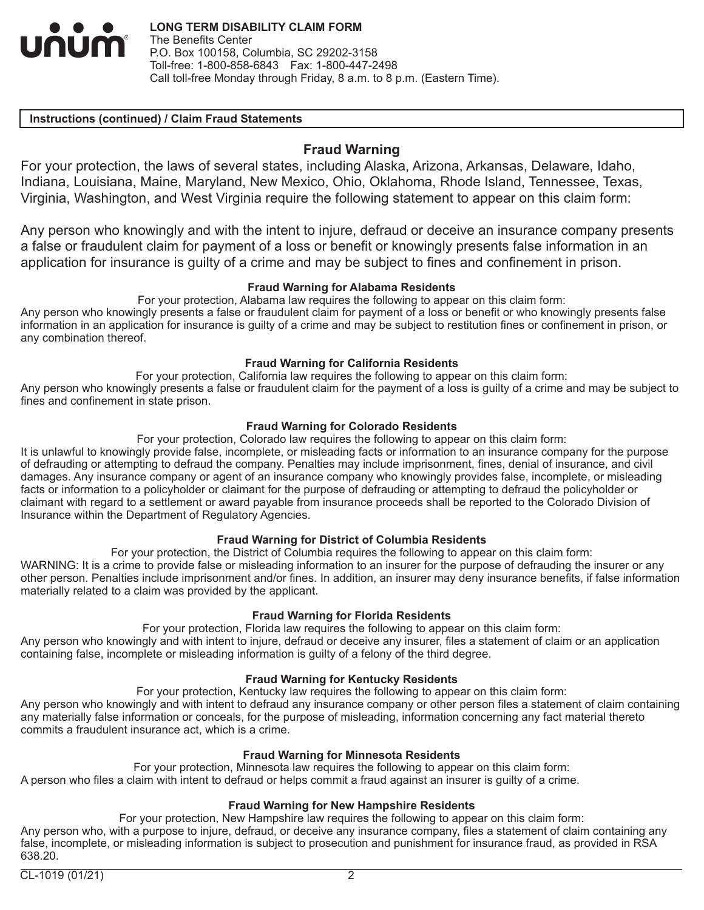**LONG TERM DISABILITY CLAIM FORM**
The Benefits Center
P.O. Box 100158, Columbia, SC 29202-3158
Toll-free: 1-800-858-6843 Fax: 1-800-447-2498
Call toll-free Monday through Friday, 8 a.m. to 8 p.m. (Eastern Time).

**Instructions (continued) / Claim Fraud Statements**

## Fraud Warning

For your protection, the laws of several states, including Alaska, Arizona, Arkansas, Delaware, Idaho, Indiana, Louisiana, Maine, Maryland, New Mexico, Ohio, Oklahoma, Rhode Island, Tennessee, Texas, Virginia, Washington, and West Virginia require the following statement to appear on this claim form:

Any person who knowingly and with the intent to injure, defraud or deceive an insurance company presents a false or fraudulent claim for payment of a loss or benefit or knowingly presents false information in an application for insurance is guilty of a crime and may be subject to fines and confinement in prison.

### Fraud Warning for Alabama Residents

For your protection, Alabama law requires the following to appear on this claim form:
Any person who knowingly presents a false or fraudulent claim for payment of a loss or benefit or who knowingly presents false information in an application for insurance is guilty of a crime and may be subject to restitution fines or confinement in prison, or any combination thereof.

### Fraud Warning for California Residents

For your protection, California law requires the following to appear on this claim form:
Any person who knowingly presents a false or fraudulent claim for the payment of a loss is guilty of a crime and may be subject to fines and confinement in state prison.

### Fraud Warning for Colorado Residents

For your protection, Colorado law requires the following to appear on this claim form:
It is unlawful to knowingly provide false, incomplete, or misleading facts or information to an insurance company for the purpose of defrauding or attempting to defraud the company. Penalties may include imprisonment, fines, denial of insurance, and civil damages. Any insurance company or agent of an insurance company who knowingly provides false, incomplete, or misleading facts or information to a policyholder or claimant for the purpose of defrauding or attempting to defraud the policyholder or claimant with regard to a settlement or award payable from insurance proceeds shall be reported to the Colorado Division of Insurance within the Department of Regulatory Agencies.

### Fraud Warning for District of Columbia Residents

For your protection, the District of Columbia requires the following to appear on this claim form:
WARNING: It is a crime to provide false or misleading information to an insurer for the purpose of defrauding the insurer or any other person. Penalties include imprisonment and/or fines. In addition, an insurer may deny insurance benefits, if false information materially related to a claim was provided by the applicant.

### Fraud Warning for Florida Residents

For your protection, Florida law requires the following to appear on this claim form:
Any person who knowingly and with intent to injure, defraud or deceive any insurer, files a statement of claim or an application containing false, incomplete or misleading information is guilty of a felony of the third degree.

### Fraud Warning for Kentucky Residents

For your protection, Kentucky law requires the following to appear on this claim form:
Any person who knowingly and with intent to defraud any insurance company or other person files a statement of claim containing any materially false information or conceals, for the purpose of misleading, information concerning any fact material thereto commits a fraudulent insurance act, which is a crime.

### Fraud Warning for Minnesota Residents

For your protection, Minnesota law requires the following to appear on this claim form:
A person who files a claim with intent to defraud or helps commit a fraud against an insurer is guilty of a crime.

### Fraud Warning for New Hampshire Residents

For your protection, New Hampshire law requires the following to appear on this claim form:
Any person who, with a purpose to injure, defraud, or deceive any insurance company, files a statement of claim containing any false, incomplete, or misleading information is subject to prosecution and punishment for insurance fraud, as provided in RSA 638.20.

CL-1019 (01/21)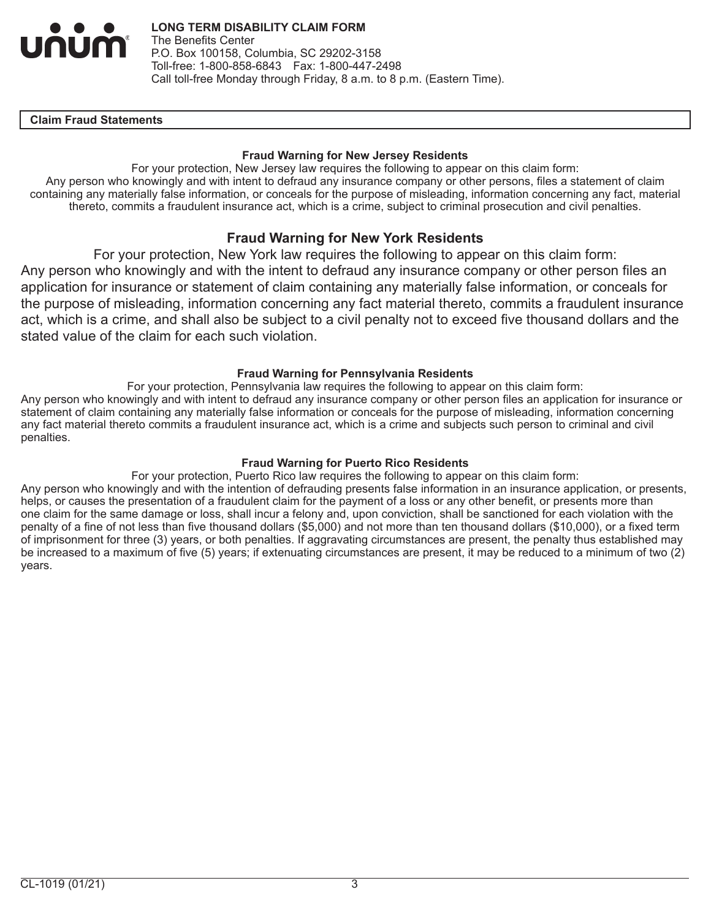**LONG TERM DISABILITY CLAIM FORM**
The Benefits Center
P.O. Box 100158, Columbia, SC 29202-3158
Toll-free: 1-800-858-6843 Fax: 1-800-447-2498
Call toll-free Monday through Friday, 8 a.m. to 8 p.m. (Eastern Time).

## Claim Fraud Statements

### Fraud Warning for New Jersey Residents

For your protection, New Jersey law requires the following to appear on this claim form:
Any person who knowingly and with intent to defraud any insurance company or other persons, files a statement of claim containing any materially false information, or conceals for the purpose of misleading, information concerning any fact, material thereto, commits a fraudulent insurance act, which is a crime, subject to criminal prosecution and civil penalties.

### Fraud Warning for New York Residents

For your protection, New York law requires the following to appear on this claim form:
Any person who knowingly and with the intent to defraud any insurance company or other person files an application for insurance or statement of claim containing any materially false information, or conceals for the purpose of misleading, information concerning any fact material thereto, commits a fraudulent insurance act, which is a crime, and shall also be subject to a civil penalty not to exceed five thousand dollars and the stated value of the claim for each such violation.

### Fraud Warning for Pennsylvania Residents

For your protection, Pennsylvania law requires the following to appear on this claim form:
Any person who knowingly and with intent to defraud any insurance company or other person files an application for insurance or statement of claim containing any materially false information or conceals for the purpose of misleading, information concerning any fact material thereto commits a fraudulent insurance act, which is a crime and subjects such person to criminal and civil penalties.

### Fraud Warning for Puerto Rico Residents

For your protection, Puerto Rico law requires the following to appear on this claim form:
Any person who knowingly and with the intention of defrauding presents false information in an insurance application, or presents, helps, or causes the presentation of a fraudulent claim for the payment of a loss or any other benefit, or presents more than one claim for the same damage or loss, shall incur a felony and, upon conviction, shall be sanctioned for each violation with the penalty of a fine of not less than five thousand dollars ($5,000) and not more than ten thousand dollars ($10,000), or a fixed term of imprisonment for three (3) years, or both penalties. If aggravating circumstances are present, the penalty thus established may be increased to a maximum of five (5) years; if extenuating circumstances are present, it may be reduced to a minimum of two (2) years.

CL-1019 (01/21)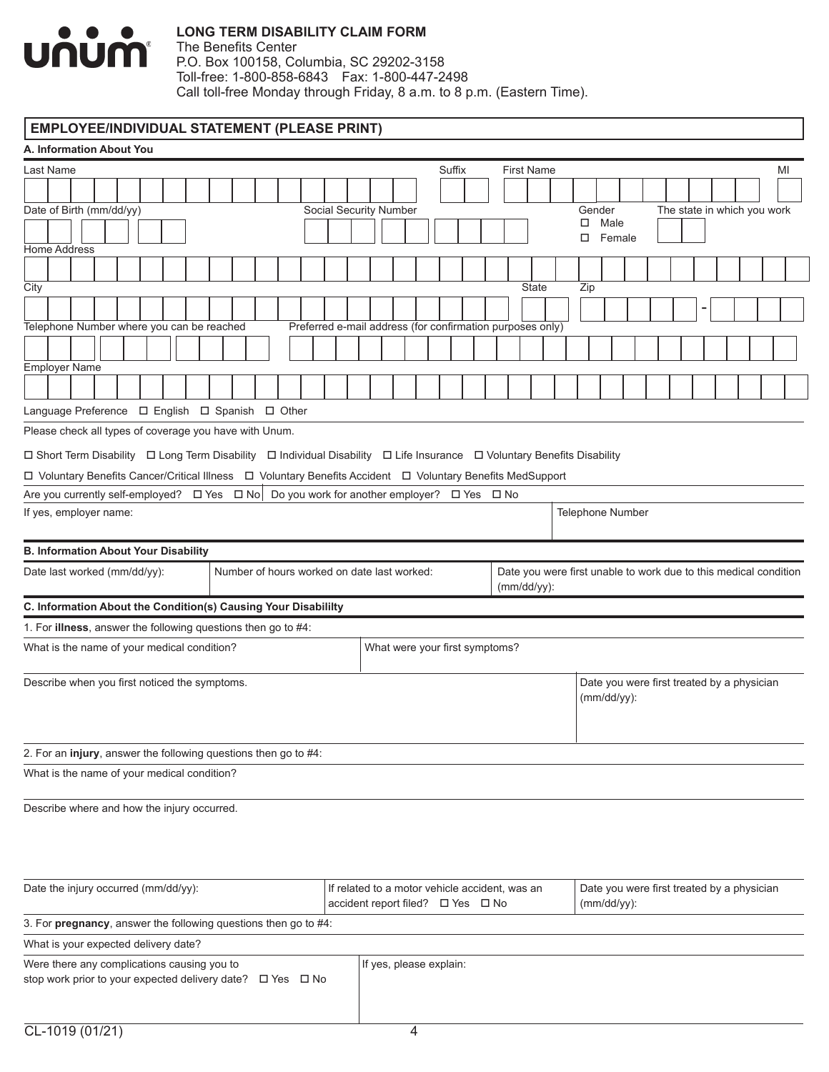**LONG TERM DISABILITY CLAIM FORM**
The Benefits Center
P.O. Box 100158, Columbia, SC 29202-3158
Toll-free: 1-800-858-6843 Fax: 1-800-447-2498
Call toll-free Monday through Friday, 8 a.m. to 8 p.m. (Eastern Time).

## EMPLOYEE/INDIVIDUAL STATEMENT (PLEASE PRINT)

### A. Information About You

Last Name | Suffix | First Name | MI

Date of Birth (mm/dd/yy) | Social Security Number | Gender ☐ Male ☐ Female | The state in which you work

Home Address

City | State | Zip

Telephone Number where you can be reached | Preferred e-mail address (for confirmation purposes only)

Employer Name

Language Preference ☐ English ☐ Spanish ☐ Other

Please check all types of coverage you have with Unum.

☐ Short Term Disability ☐ Long Term Disability ☐ Individual Disability ☐ Life Insurance ☐ Voluntary Benefits Disability

☐ Voluntary Benefits Cancer/Critical Illness ☐ Voluntary Benefits Accident ☐ Voluntary Benefits MedSupport

Are you currently self-employed? ☐ Yes ☐ No | Do you work for another employer? ☐ Yes ☐ No

If yes, employer name: | Telephone Number

### B. Information About Your Disability

| Date last worked (mm/dd/yy): | Number of hours worked on date last worked: | Date you were first unable to work due to this medical condition (mm/dd/yy): |
|---|---|---|
| | | |

### C. Information About the Condition(s) Causing Your Disabililty

1. For **illness**, answer the following questions then go to #4:

What is the name of your medical condition? | What were your first symptoms?

Describe when you first noticed the symptoms. | Date you were first treated by a physician (mm/dd/yy):

2. For an **injury**, answer the following questions then go to #4:

What is the name of your medical condition?

Describe where and how the injury occurred.

Date the injury occurred (mm/dd/yy): | If related to a motor vehicle accident, was an accident report filed? ☐ Yes ☐ No | Date you were first treated by a physician (mm/dd/yy):

3. For **pregnancy**, answer the following questions then go to #4:

What is your expected delivery date?

Were there any complications causing you to stop work prior to your expected delivery date? ☐ Yes ☐ No | If yes, please explain:

CL-1019 (01/21)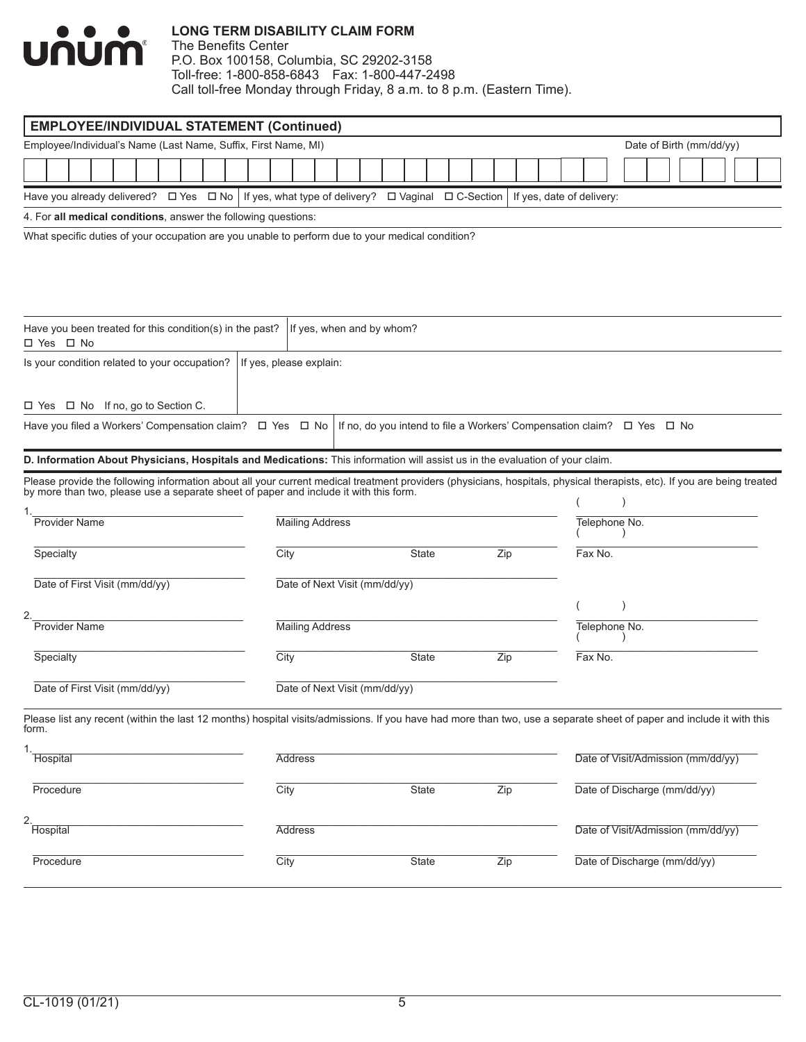**LONG TERM DISABILITY CLAIM FORM**
The Benefits Center
P.O. Box 100158, Columbia, SC 29202-3158
Toll-free: 1-800-858-6843 Fax: 1-800-447-2498
Call toll-free Monday through Friday, 8 a.m. to 8 p.m. (Eastern Time).

## EMPLOYEE/INDIVIDUAL STATEMENT (Continued)

Employee/Individual's Name (Last Name, Suffix, First Name, MI) | Date of Birth (mm/dd/yy)

Have you already delivered? ☐ Yes ☐ No | If yes, what type of delivery? ☐ Vaginal ☐ C-Section | If yes, date of delivery:

4. For **all medical conditions**, answer the following questions:

What specific duties of your occupation are you unable to perform due to your medical condition?

Have you been treated for this condition(s) in the past? ☐ Yes ☐ No | If yes, when and by whom?

Is your condition related to your occupation? ☐ Yes ☐ No If no, go to Section C. | If yes, please explain:

Have you filed a Workers' Compensation claim? ☐ Yes ☐ No | If no, do you intend to file a Workers' Compensation claim? ☐ Yes ☐ No

**D. Information About Physicians, Hospitals and Medications:** This information will assist us in the evaluation of your claim.

Please provide the following information about all your current medical treatment providers (physicians, hospitals, physical therapists, etc). If you are being treated by more than two, please use a separate sheet of paper and include it with this form.

1. Provider Name | Mailing Address | Telephone No. ( )
Specialty | City | State | Zip | Fax No. ( )
Date of First Visit (mm/dd/yy) | Date of Next Visit (mm/dd/yy)

2. Provider Name | Mailing Address | Telephone No. ( )
Specialty | City | State | Zip | Fax No. ( )
Date of First Visit (mm/dd/yy) | Date of Next Visit (mm/dd/yy)

Please list any recent (within the last 12 months) hospital visits/admissions. If you have had more than two, use a separate sheet of paper and include it with this form.

1. Hospital | Address | Date of Visit/Admission (mm/dd/yy)
Procedure | City | State | Zip | Date of Discharge (mm/dd/yy)

2. Hospital | Address | Date of Visit/Admission (mm/dd/yy)
Procedure | City | State | Zip | Date of Discharge (mm/dd/yy)

CL-1019 (01/21)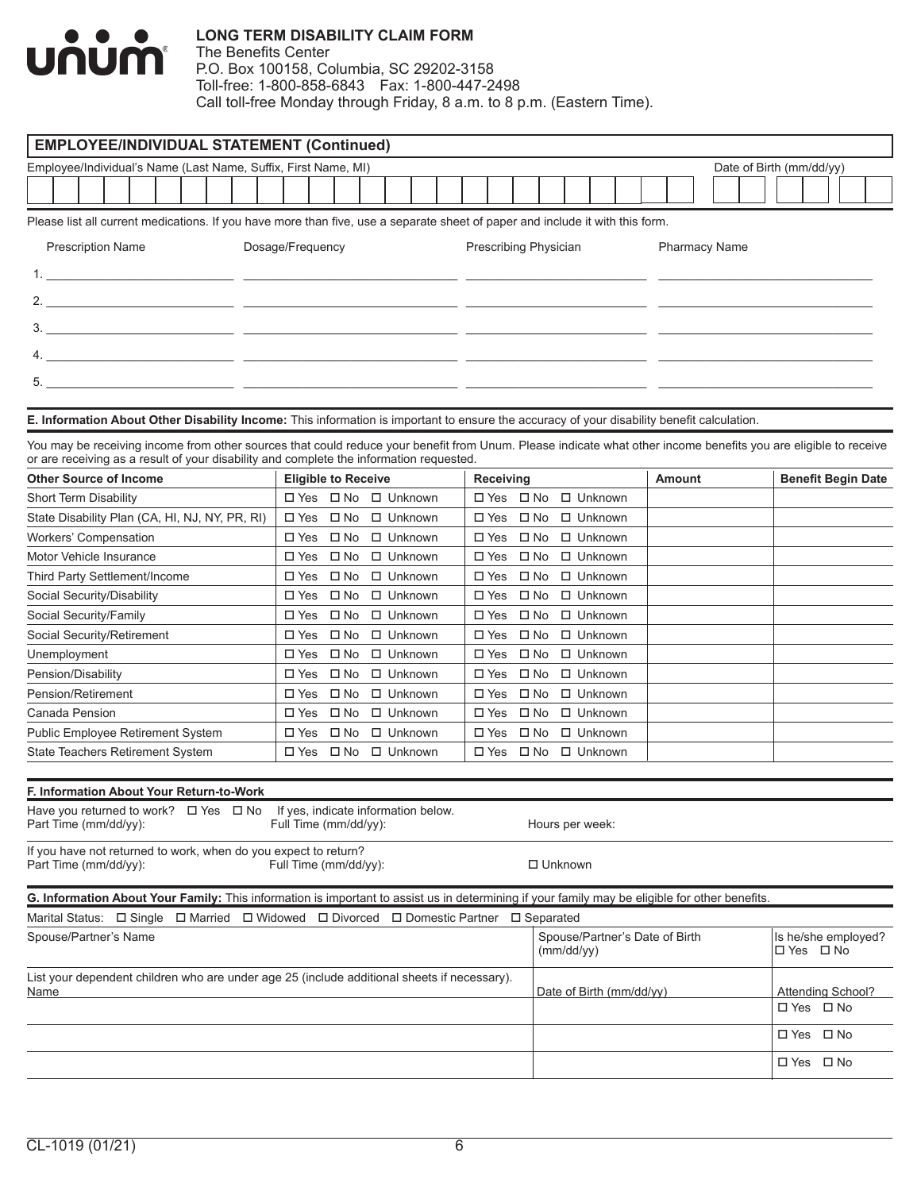**LONG TERM DISABILITY CLAIM FORM**
The Benefits Center
P.O. Box 100158, Columbia, SC 29202-3158
Toll-free: 1-800-858-6843 Fax: 1-800-447-2498
Call toll-free Monday through Friday, 8 a.m. to 8 p.m. (Eastern Time).

## EMPLOYEE/INDIVIDUAL STATEMENT (Continued)

Employee/Individual's Name (Last Name, Suffix, First Name, MI) ______________________ Date of Birth (mm/dd/yy) ____

Please list all current medications. If you have more than five, use a separate sheet of paper and include it with this form.

| | Prescription Name | Dosage/Frequency | Prescribing Physician | Pharmacy Name |
|---|---|---|---|---|
| 1. | | | | |
| 2. | | | | |
| 3. | | | | |
| 4. | | | | |
| 5. | | | | |

**E. Information About Other Disability Income:** This information is important to ensure the accuracy of your disability benefit calculation.

You may be receiving income from other sources that could reduce your benefit from Unum. Please indicate what other income benefits you are eligible to receive or are receiving as a result of your disability and complete the information requested.

| Other Source of Income | Eligible to Receive | Receiving | Amount | Benefit Begin Date |
|---|---|---|---|---|
| Short Term Disability | ☐ Yes ☐ No ☐ Unknown | ☐ Yes ☐ No ☐ Unknown | | |
| State Disability Plan (CA, HI, NJ, NY, PR, RI) | ☐ Yes ☐ No ☐ Unknown | ☐ Yes ☐ No ☐ Unknown | | |
| Workers' Compensation | ☐ Yes ☐ No ☐ Unknown | ☐ Yes ☐ No ☐ Unknown | | |
| Motor Vehicle Insurance | ☐ Yes ☐ No ☐ Unknown | ☐ Yes ☐ No ☐ Unknown | | |
| Third Party Settlement/Income | ☐ Yes ☐ No ☐ Unknown | ☐ Yes ☐ No ☐ Unknown | | |
| Social Security/Disability | ☐ Yes ☐ No ☐ Unknown | ☐ Yes ☐ No ☐ Unknown | | |
| Social Security/Family | ☐ Yes ☐ No ☐ Unknown | ☐ Yes ☐ No ☐ Unknown | | |
| Social Security/Retirement | ☐ Yes ☐ No ☐ Unknown | ☐ Yes ☐ No ☐ Unknown | | |
| Unemployment | ☐ Yes ☐ No ☐ Unknown | ☐ Yes ☐ No ☐ Unknown | | |
| Pension/Disability | ☐ Yes ☐ No ☐ Unknown | ☐ Yes ☐ No ☐ Unknown | | |
| Pension/Retirement | ☐ Yes ☐ No ☐ Unknown | ☐ Yes ☐ No ☐ Unknown | | |
| Canada Pension | ☐ Yes ☐ No ☐ Unknown | ☐ Yes ☐ No ☐ Unknown | | |
| Public Employee Retirement System | ☐ Yes ☐ No ☐ Unknown | ☐ Yes ☐ No ☐ Unknown | | |
| State Teachers Retirement System | ☐ Yes ☐ No ☐ Unknown | ☐ Yes ☐ No ☐ Unknown | | |

**F. Information About Your Return-to-Work**

Have you returned to work? ☐ Yes ☐ No If yes, indicate information below.
Part Time (mm/dd/yy): Full Time (mm/dd/yy): Hours per week:

If you have not returned to work, when do you expect to return?
Part Time (mm/dd/yy): Full Time (mm/dd/yy): ☐ Unknown

**G. Information About Your Family:** This information is important to assist us in determining if your family may be eligible for other benefits.

Marital Status: ☐ Single ☐ Married ☐ Widowed ☐ Divorced ☐ Domestic Partner ☐ Separated

| Spouse/Partner's Name | Spouse/Partner's Date of Birth (mm/dd/yy) | Is he/she employed? ☐ Yes ☐ No |
|---|---|---|
| | | |

List your dependent children who are under age 25 (include additional sheets if necessary).

| Name | Date of Birth (mm/dd/yy) | Attending School? |
|---|---|---|
| | | ☐ Yes ☐ No |
| | | ☐ Yes ☐ No |
| | | ☐ Yes ☐ No |

CL-1019 (01/21)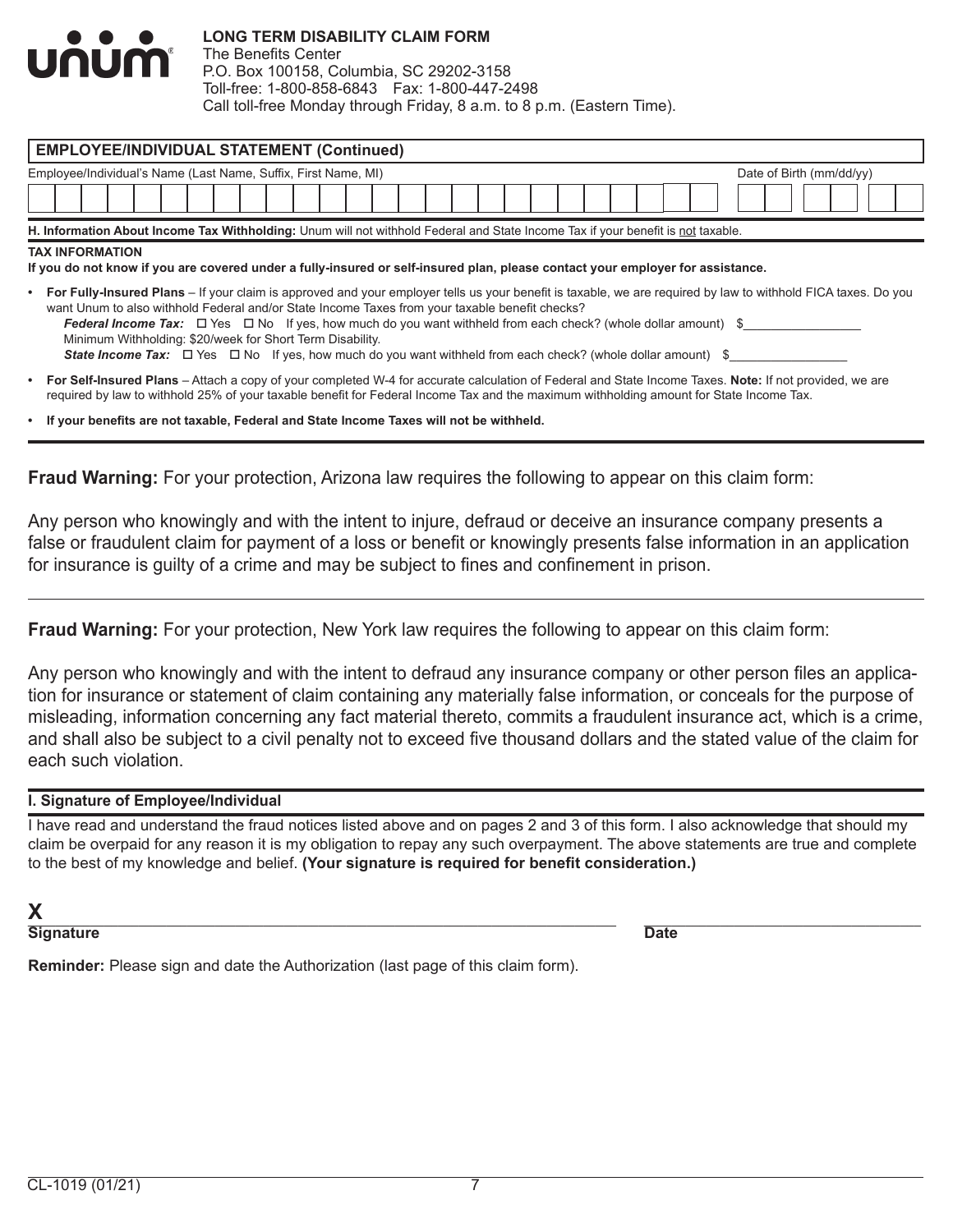**LONG TERM DISABILITY CLAIM FORM**
The Benefits Center
P.O. Box 100158, Columbia, SC 29202-3158
Toll-free: 1-800-858-6843 Fax: 1-800-447-2498
Call toll-free Monday through Friday, 8 a.m. to 8 p.m. (Eastern Time).

## EMPLOYEE/INDIVIDUAL STATEMENT (Continued)

Employee/Individual's Name (Last Name, Suffix, First Name, MI) ______________________ Date of Birth (mm/dd/yy) ___/___/___

**H. Information About Income Tax Withholding:** Unum will not withhold Federal and State Income Tax if your benefit is not taxable.

**TAX INFORMATION**

**If you do not know if you are covered under a fully-insured or self-insured plan, please contact your employer for assistance.**

- **For Fully-Insured Plans** – If your claim is approved and your employer tells us your benefit is taxable, we are required by law to withhold FICA taxes. Do you want Unum to also withhold Federal and/or State Income Taxes from your taxable benefit checks?
  ***Federal Income Tax:*** ☐ Yes ☐ No If yes, how much do you want withheld from each check? (whole dollar amount) $________________
  Minimum Withholding: $20/week for Short Term Disability.
  ***State Income Tax:*** ☐ Yes ☐ No If yes, how much do you want withheld from each check? (whole dollar amount) $________________
- **For Self-Insured Plans** – Attach a copy of your completed W-4 for accurate calculation of Federal and State Income Taxes. **Note:** If not provided, we are required by law to withhold 25% of your taxable benefit for Federal Income Tax and the maximum withholding amount for State Income Tax.
- **If your benefits are not taxable, Federal and State Income Taxes will not be withheld.**

---

**Fraud Warning:** For your protection, Arizona law requires the following to appear on this claim form:

Any person who knowingly and with the intent to injure, defraud or deceive an insurance company presents a false or fraudulent claim for payment of a loss or benefit or knowingly presents false information in an application for insurance is guilty of a crime and may be subject to fines and confinement in prison.

---

**Fraud Warning:** For your protection, New York law requires the following to appear on this claim form:

Any person who knowingly and with the intent to defraud any insurance company or other person files an application for insurance or statement of claim containing any materially false information, or conceals for the purpose of misleading, information concerning any fact material thereto, commits a fraudulent insurance act, which is a crime, and shall also be subject to a civil penalty not to exceed five thousand dollars and the stated value of the claim for each such violation.

**I. Signature of Employee/Individual**

I have read and understand the fraud notices listed above and on pages 2 and 3 of this form. I also acknowledge that should my claim be overpaid for any reason it is my obligation to repay any such overpayment. The above statements are true and complete to the best of my knowledge and belief. **(Your signature is required for benefit consideration.)**

**X** ______________________________________________ ______________________
**Signature** **Date**

**Reminder:** Please sign and date the Authorization (last page of this claim form).

CL-1019 (01/21)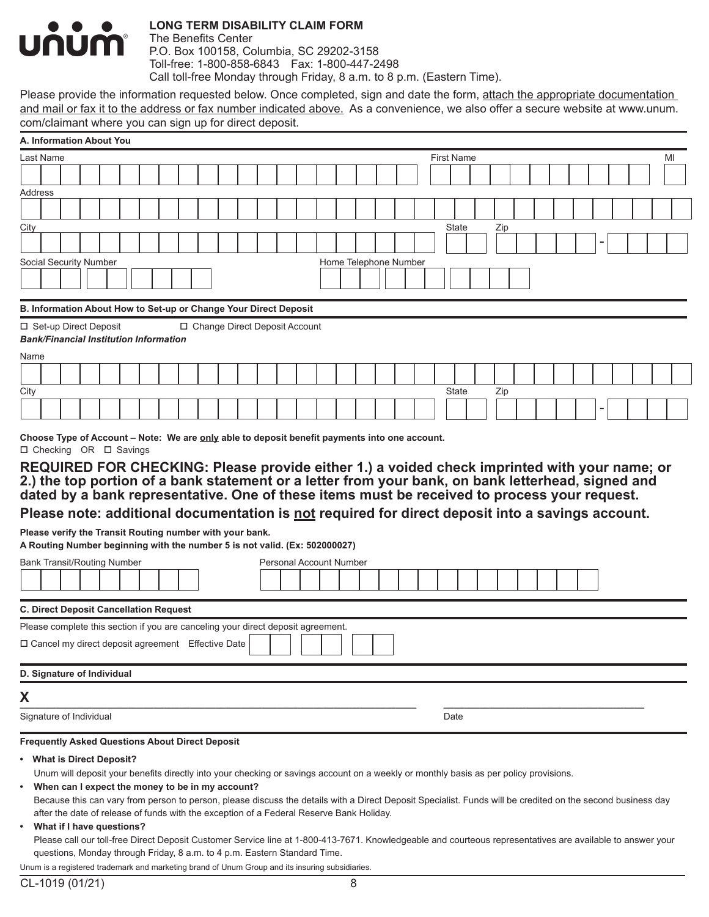# LONG TERM DISABILITY CLAIM FORM

The Benefits Center
P.O. Box 100158, Columbia, SC 29202-3158
Toll-free: 1-800-858-6843 Fax: 1-800-447-2498
Call toll-free Monday through Friday, 8 a.m. to 8 p.m. (Eastern Time).

Please provide the information requested below. Once completed, sign and date the form, attach the appropriate documentation and mail or fax it to the address or fax number indicated above. As a convenience, we also offer a secure website at www.unum.com/claimant where you can sign up for direct deposit.

## A. Information About You

Last Name | First Name | MI

Address

City | State | Zip -

Social Security Number | Home Telephone Number

## B. Information About How to Set-up or Change Your Direct Deposit

☐ Set-up Direct Deposit ☐ Change Direct Deposit Account

***Bank/Financial Institution Information***

Name

City | State | Zip -

**Choose Type of Account – Note: We are only able to deposit benefit payments into one account.**

☐ Checking OR ☐ Savings

**REQUIRED FOR CHECKING: Please provide either 1.) a voided check imprinted with your name; or 2.) the top portion of a bank statement or a letter from your bank, on bank letterhead, signed and dated by a bank representative. One of these items must be received to process your request.**

**Please note: additional documentation is not required for direct deposit into a savings account.**

**Please verify the Transit Routing number with your bank.**
**A Routing Number beginning with the number 5 is not valid. (Ex: 502000027)**

Bank Transit/Routing Number | Personal Account Number

## C. Direct Deposit Cancellation Request

Please complete this section if you are canceling your direct deposit agreement.

☐ Cancel my direct deposit agreement Effective Date

## D. Signature of Individual

**X** ______________________________ ______________________

Signature of Individual Date

**Frequently Asked Questions About Direct Deposit**

- **What is Direct Deposit?**
  Unum will deposit your benefits directly into your checking or savings account on a weekly or monthly basis as per policy provisions.
- **When can I expect the money to be in my account?**
  Because this can vary from person to person, please discuss the details with a Direct Deposit Specialist. Funds will be credited on the second business day after the date of release of funds with the exception of a Federal Reserve Bank Holiday.
- **What if I have questions?**
  Please call our toll-free Direct Deposit Customer Service line at 1-800-413-7671. Knowledgeable and courteous representatives are available to answer your questions, Monday through Friday, 8 a.m. to 4 p.m. Eastern Standard Time.

Unum is a registered trademark and marketing brand of Unum Group and its insuring subsidiaries.

CL-1019 (01/21)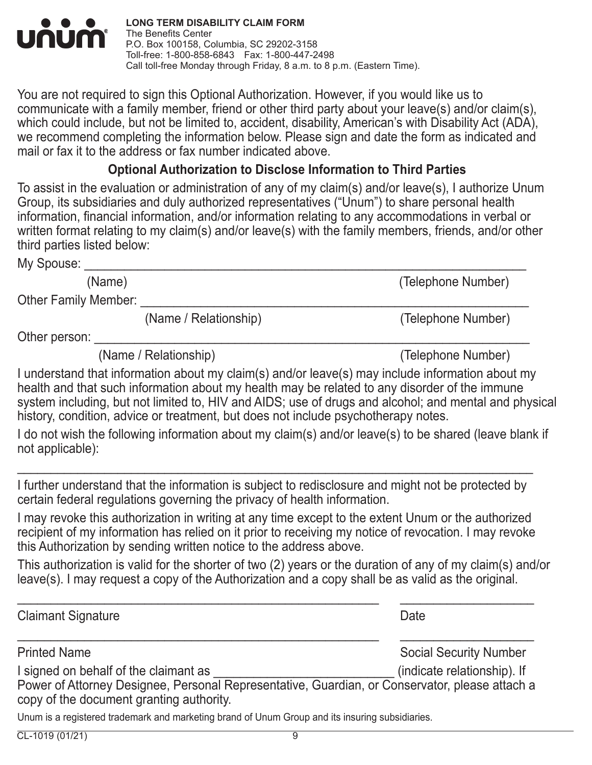**LONG TERM DISABILITY CLAIM FORM**
The Benefits Center
P.O. Box 100158, Columbia, SC 29202-3158
Toll-free: 1-800-858-6843 Fax: 1-800-447-2498
Call toll-free Monday through Friday, 8 a.m. to 8 p.m. (Eastern Time).

You are not required to sign this Optional Authorization. However, if you would like us to communicate with a family member, friend or other third party about your leave(s) and/or claim(s), which could include, but not be limited to, accident, disability, American's with Disability Act (ADA), we recommend completing the information below. Please sign and date the form as indicated and mail or fax it to the address or fax number indicated above.

## Optional Authorization to Disclose Information to Third Parties

To assist in the evaluation or administration of any of my claim(s) and/or leave(s), I authorize Unum Group, its subsidiaries and duly authorized representatives ("Unum") to share personal health information, financial information, and/or information relating to any accommodations in verbal or written format relating to my claim(s) and/or leave(s) with the family members, friends, and/or other third parties listed below:

My Spouse: ______________________________________________________________
(Name) (Telephone Number)

Other Family Member: _____________________________________________________
(Name / Relationship) (Telephone Number)

Other person: ____________________________________________________________
(Name / Relationship) (Telephone Number)

I understand that information about my claim(s) and/or leave(s) may include information about my health and that such information about my health may be related to any disorder of the immune system including, but not limited to, HIV and AIDS; use of drugs and alcohol; and mental and physical history, condition, advice or treatment, but does not include psychotherapy notes.

I do not wish the following information about my claim(s) and/or leave(s) to be shared (leave blank if not applicable):

___________________________________________________________________________

I further understand that the information is subject to redisclosure and might not be protected by certain federal regulations governing the privacy of health information.

I may revoke this authorization in writing at any time except to the extent Unum or the authorized recipient of my information has relied on it prior to receiving my notice of revocation. I may revoke this Authorization by sending written notice to the address above.

This authorization is valid for the shorter of two (2) years or the duration of any of my claim(s) and/or leave(s). I may request a copy of the Authorization and a copy shall be as valid as the original.

_____________________________________________________ ____________________
Claimant Signature Date

_____________________________________________________ ____________________
Printed Name Social Security Number

I signed on behalf of the claimant as __________________________ (indicate relationship). If Power of Attorney Designee, Personal Representative, Guardian, or Conservator, please attach a copy of the document granting authority.

Unum is a registered trademark and marketing brand of Unum Group and its insuring subsidiaries.

CL-1019 (01/21)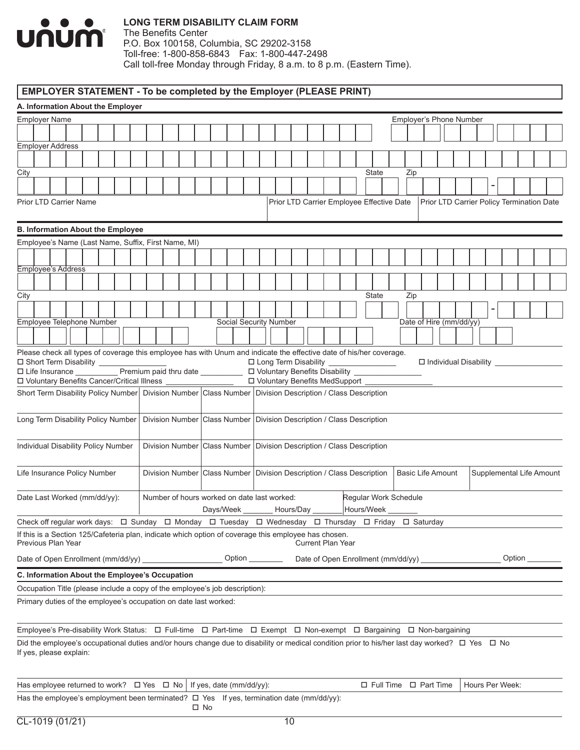**unum**

**LONG TERM DISABILITY CLAIM FORM**
The Benefits Center
P.O. Box 100158, Columbia, SC 29202-3158
Toll-free: 1-800-858-6843 Fax: 1-800-447-2498
Call toll-free Monday through Friday, 8 a.m. to 8 p.m. (Eastern Time).

## EMPLOYER STATEMENT - To be completed by the Employer (PLEASE PRINT)

### A. Information About the Employer

| Employer Name | Employer's Phone Number |
|---|---|
| | |

| Employer Address |
|---|
| |

| City | State | Zip |
|---|---|---|
| | | - |

| Prior LTD Carrier Name | Prior LTD Carrier Employee Effective Date | Prior LTD Carrier Policy Termination Date |
|---|---|---|
| | | |

### B. Information About the Employee

| Employee's Name (Last Name, Suffix, First Name, MI) |
|---|
| |

| Employee's Address |
|---|
| |

| City | State | Zip |
|---|---|---|
| | | - |

| Employee Telephone Number | Social Security Number | Date of Hire (mm/dd/yy) |
|---|---|---|
| | | |

Please check all types of coverage this employee has with Unum and indicate the effective date of his/her coverage.

- ☐ Short Term Disability ________________
- ☐ Long Term Disability ________________
- ☐ Individual Disability ________________
- ☐ Life Insurance __________ Premium paid thru date __________
- ☐ Voluntary Benefits Disability ________________
- ☐ Voluntary Benefits Cancer/Critical Illness ________________
- ☐ Voluntary Benefits MedSupport ________________

| Short Term Disability Policy Number | Division Number | Class Number | Division Description / Class Description | | |
|---|---|---|---|---|---|
| | | | | | |
| **Long Term Disability Policy Number** | **Division Number** | **Class Number** | **Division Description / Class Description** | | |
| | | | | | |
| **Individual Disability Policy Number** | **Division Number** | **Class Number** | **Division Description / Class Description** | | |
| | | | | | |
| **Life Insurance Policy Number** | **Division Number** | **Class Number** | **Division Description / Class Description** | **Basic Life Amount** | **Supplemental Life Amount** |
| | | | | | |

| Date Last Worked (mm/dd/yy): | Number of hours worked on date last worked: | Regular Work Schedule |
|---|---|---|
| | Days/Week _______ Hours/Day _______ | Hours/Week _______ |

Check off regular work days: ☐ Sunday ☐ Monday ☐ Tuesday ☐ Wednesday ☐ Thursday ☐ Friday ☐ Saturday

If this is a Section 125/Cafeteria plan, indicate which option of coverage this employee has chosen.

Previous Plan Year
Date of Open Enrollment (mm/dd/yy) __________________ Option ________

Current Plan Year
Date of Open Enrollment (mm/dd/yy) __________________ Option ________

### C. Information About the Employee's Occupation

Occupation Title (please include a copy of the employee's job description):

Primary duties of the employee's occupation on date last worked:

Employee's Pre-disability Work Status: ☐ Full-time ☐ Part-time ☐ Exempt ☐ Non-exempt ☐ Bargaining ☐ Non-bargaining

Did the employee's occupational duties and/or hours change due to disability or medical condition prior to his/her last day worked? ☐ Yes ☐ No
If yes, please explain:

| Has employee returned to work? ☐ Yes ☐ No | If yes, date (mm/dd/yy): | ☐ Full Time ☐ Part Time | Hours Per Week: |
|---|---|---|---|

Has the employee's employment been terminated? ☐ Yes ☐ No If yes, termination date (mm/dd/yy):

CL-1019 (01/21)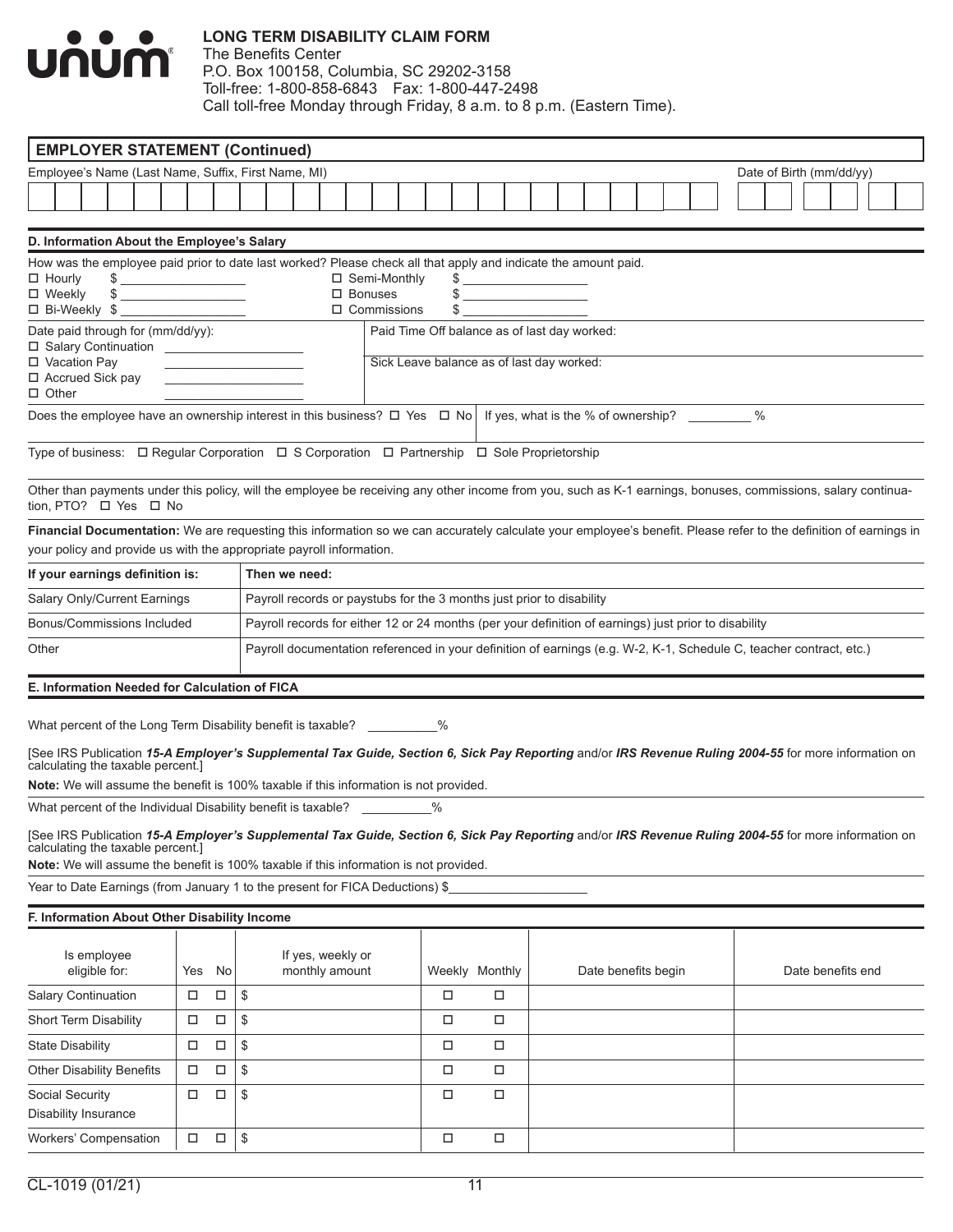**LONG TERM DISABILITY CLAIM FORM**
The Benefits Center
P.O. Box 100158, Columbia, SC 29202-3158
Toll-free: 1-800-858-6843 Fax: 1-800-447-2498
Call toll-free Monday through Friday, 8 a.m. to 8 p.m. (Eastern Time).

## EMPLOYER STATEMENT (Continued)

Employee's Name (Last Name, Suffix, First Name, MI) ______________________ Date of Birth (mm/dd/yy) ___/___/___

### D. Information About the Employee's Salary

How was the employee paid prior to date last worked? Please check all that apply and indicate the amount paid.

- ☐ Hourly $ __________
- ☐ Weekly $ __________
- ☐ Bi-Weekly $ __________
- ☐ Semi-Monthly $ __________
- ☐ Bonuses $ __________
- ☐ Commissions $ __________

Date paid through for (mm/dd/yy):

- ☐ Salary Continuation __________
- ☐ Vacation Pay __________
- ☐ Accrued Sick pay __________
- ☐ Other __________

Paid Time Off balance as of last day worked:

Sick Leave balance as of last day worked:

Does the employee have an ownership interest in this business? ☐ Yes ☐ No If yes, what is the % of ownership? ________ %

Type of business: ☐ Regular Corporation ☐ S Corporation ☐ Partnership ☐ Sole Proprietorship

Other than payments under this policy, will the employee be receiving any other income from you, such as K-1 earnings, bonuses, commissions, salary continuation, PTO? ☐ Yes ☐ No

**Financial Documentation:** We are requesting this information so we can accurately calculate your employee's benefit. Please refer to the definition of earnings in your policy and provide us with the appropriate payroll information.

| If your earnings definition is: | Then we need: |
|---|---|
| Salary Only/Current Earnings | Payroll records or paystubs for the 3 months just prior to disability |
| Bonus/Commissions Included | Payroll records for either 12 or 24 months (per your definition of earnings) just prior to disability |
| Other | Payroll documentation referenced in your definition of earnings (e.g. W-2, K-1, Schedule C, teacher contract, etc.) |

### E. Information Needed for Calculation of FICA

What percent of the Long Term Disability benefit is taxable? ________%

[See IRS Publication ***15-A Employer's Supplemental Tax Guide, Section 6, Sick Pay Reporting*** and/or ***IRS Revenue Ruling 2004-55*** for more information on calculating the taxable percent.]

**Note:** We will assume the benefit is 100% taxable if this information is not provided.

What percent of the Individual Disability benefit is taxable? ________%

[See IRS Publication ***15-A Employer's Supplemental Tax Guide, Section 6, Sick Pay Reporting*** and/or ***IRS Revenue Ruling 2004-55*** for more information on calculating the taxable percent.]

**Note:** We will assume the benefit is 100% taxable if this information is not provided.

Year to Date Earnings (from January 1 to the present for FICA Deductions) $__________

### F. Information About Other Disability Income

| Is employee eligible for: | Yes | No | If yes, weekly or monthly amount | Weekly | Monthly | Date benefits begin | Date benefits end |
|---|---|---|---|---|---|---|---|
| Salary Continuation | ☐ | ☐ | $ | ☐ | ☐ | | |
| Short Term Disability | ☐ | ☐ | $ | ☐ | ☐ | | |
| State Disability | ☐ | ☐ | $ | ☐ | ☐ | | |
| Other Disability Benefits | ☐ | ☐ | $ | ☐ | ☐ | | |
| Social Security Disability Insurance | ☐ | ☐ | $ | ☐ | ☐ | | |
| Workers' Compensation | ☐ | ☐ | $ | ☐ | ☐ | | |

CL-1019 (01/21)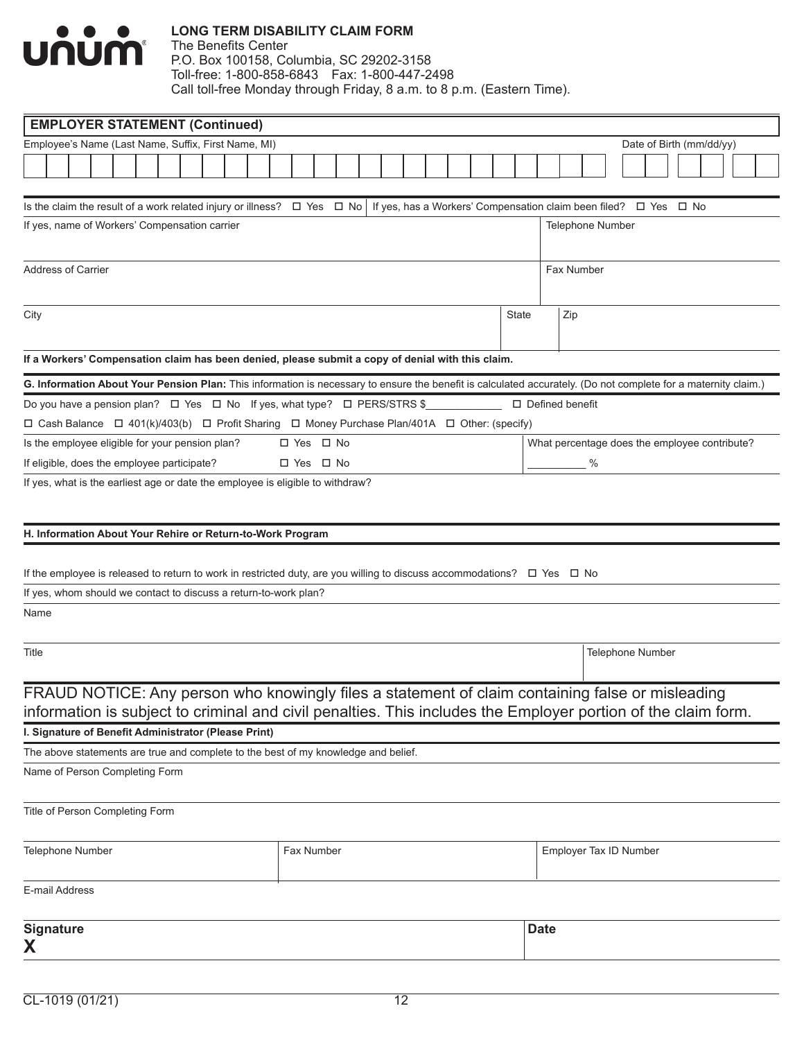**LONG TERM DISABILITY CLAIM FORM**
The Benefits Center
P.O. Box 100158, Columbia, SC 29202-3158
Toll-free: 1-800-858-6843 Fax: 1-800-447-2498
Call toll-free Monday through Friday, 8 a.m. to 8 p.m. (Eastern Time).

## EMPLOYER STATEMENT (Continued)

Employee's Name (Last Name, Suffix, First Name, MI) | Date of Birth (mm/dd/yy)

Is the claim the result of a work related injury or illness? ☐ Yes ☐ No | If yes, has a Workers' Compensation claim been filed? ☐ Yes ☐ No

If yes, name of Workers' Compensation carrier | Telephone Number

Address of Carrier | Fax Number

City | State | Zip

**If a Workers' Compensation claim has been denied, please submit a copy of denial with this claim.**

**G. Information About Your Pension Plan:** This information is necessary to ensure the benefit is calculated accurately. (Do not complete for a maternity claim.)

Do you have a pension plan? ☐ Yes ☐ No If yes, what type? ☐ PERS/STRS $____________ ☐ Defined benefit

☐ Cash Balance ☐ 401(k)/403(b) ☐ Profit Sharing ☐ Money Purchase Plan/401A ☐ Other: (specify)

Is the employee eligible for your pension plan? ☐ Yes ☐ No | What percentage does the employee contribute?

If eligible, does the employee participate? ☐ Yes ☐ No | __________ %

If yes, what is the earliest age or date the employee is eligible to withdraw?

**H. Information About Your Rehire or Return-to-Work Program**

If the employee is released to return to work in restricted duty, are you willing to discuss accommodations? ☐ Yes ☐ No

If yes, whom should we contact to discuss a return-to-work plan?

Name

Title | Telephone Number

FRAUD NOTICE: Any person who knowingly files a statement of claim containing false or misleading information is subject to criminal and civil penalties. This includes the Employer portion of the claim form.

**I. Signature of Benefit Administrator (Please Print)**

The above statements are true and complete to the best of my knowledge and belief.

Name of Person Completing Form

Title of Person Completing Form

Telephone Number | Fax Number | Employer Tax ID Number

E-mail Address

**Signature**
**X** | **Date**

CL-1019 (01/21)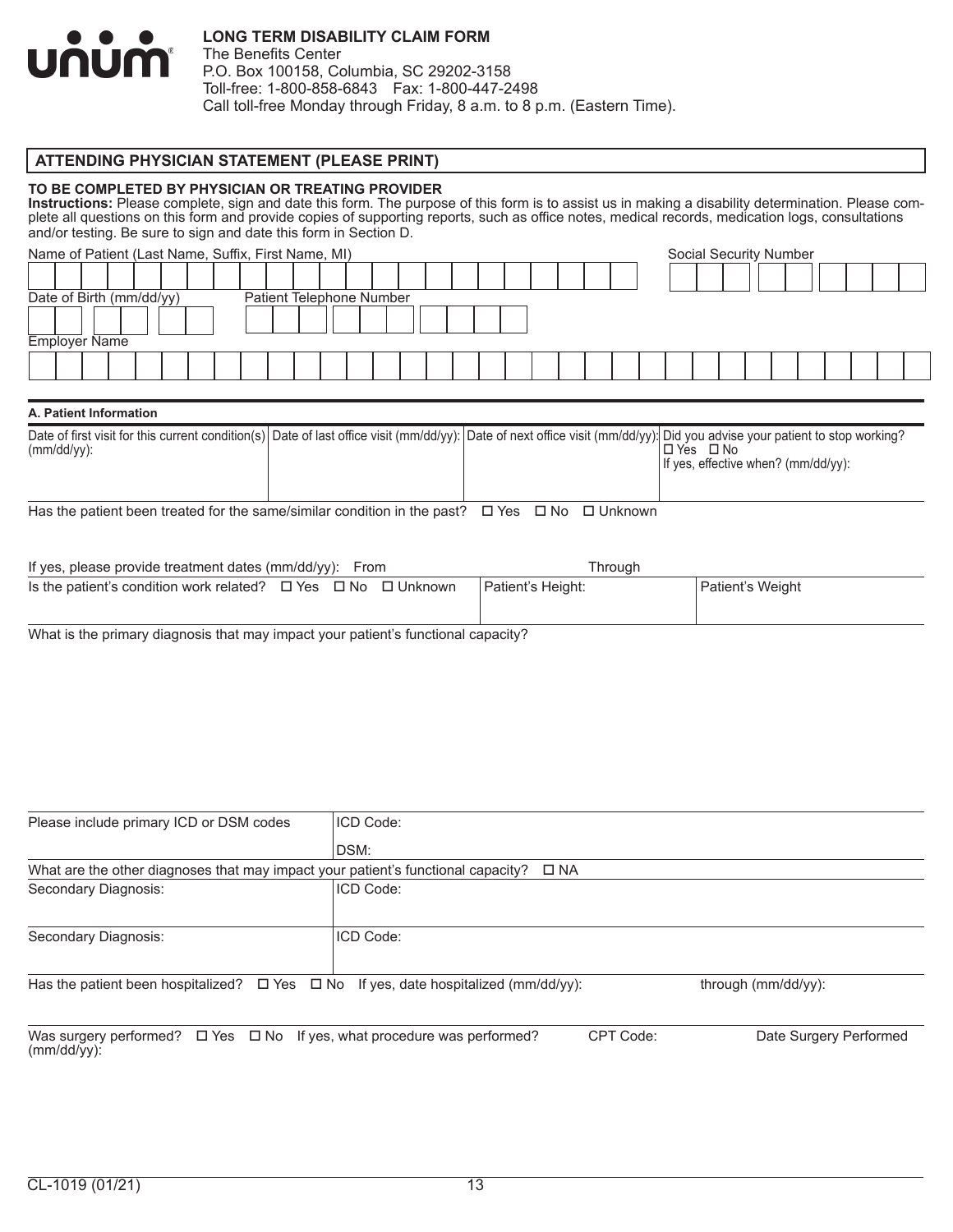**unum**

**LONG TERM DISABILITY CLAIM FORM**
The Benefits Center
P.O. Box 100158, Columbia, SC 29202-3158
Toll-free: 1-800-858-6843 Fax: 1-800-447-2498
Call toll-free Monday through Friday, 8 a.m. to 8 p.m. (Eastern Time).

## ATTENDING PHYSICIAN STATEMENT (PLEASE PRINT)

**TO BE COMPLETED BY PHYSICIAN OR TREATING PROVIDER**

**Instructions:** Please complete, sign and date this form. The purpose of this form is to assist us in making a disability determination. Please complete all questions on this form and provide copies of supporting reports, such as office notes, medical records, medication logs, consultations and/or testing. Be sure to sign and date this form in Section D.

Name of Patient (Last Name, Suffix, First Name, MI)

Social Security Number

Date of Birth (mm/dd/yy)

Patient Telephone Number

Employer Name

### A. Patient Information

| Date of first visit for this current condition(s) (mm/dd/yy): | Date of last office visit (mm/dd/yy): | Date of next office visit (mm/dd/yy): | Did you advise your patient to stop working? ☐ Yes ☐ No<br>If yes, effective when? (mm/dd/yy): |
|---|---|---|---|
| | | | |

Has the patient been treated for the same/similar condition in the past? ☐ Yes ☐ No ☐ Unknown

If yes, please provide treatment dates (mm/dd/yy): From Through

| Is the patient's condition work related? ☐ Yes ☐ No ☐ Unknown | Patient's Height: | Patient's Weight |
|---|---|---|

What is the primary diagnosis that may impact your patient's functional capacity?

| Please include primary ICD or DSM codes | ICD Code:<br>DSM: |
|---|---|

What are the other diagnoses that may impact your patient's functional capacity? ☐ NA

| Secondary Diagnosis: | ICD Code: |
|---|---|
| Secondary Diagnosis: | ICD Code: |

Has the patient been hospitalized? ☐ Yes ☐ No If yes, date hospitalized (mm/dd/yy): through (mm/dd/yy):

Was surgery performed? ☐ Yes ☐ No If yes, what procedure was performed? CPT Code: Date Surgery Performed (mm/dd/yy):

CL-1019 (01/21)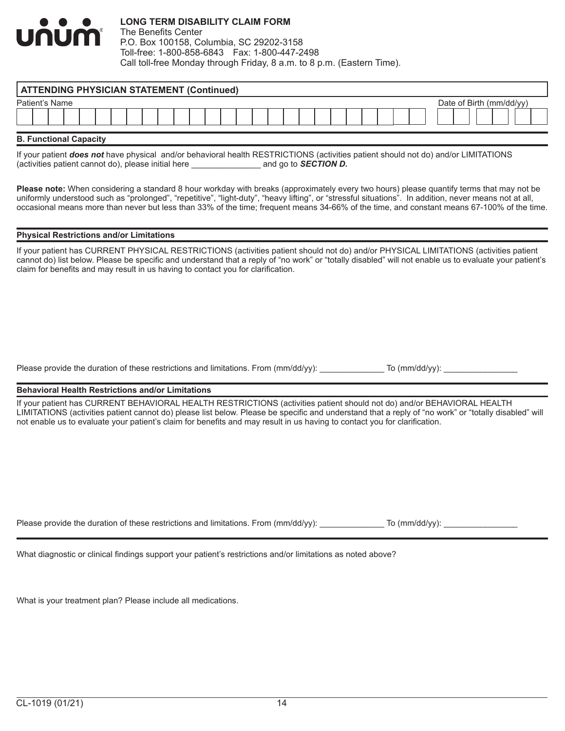**LONG TERM DISABILITY CLAIM FORM**
The Benefits Center
P.O. Box 100158, Columbia, SC 29202-3158
Toll-free: 1-800-858-6843 Fax: 1-800-447-2498
Call toll-free Monday through Friday, 8 a.m. to 8 p.m. (Eastern Time).

## ATTENDING PHYSICIAN STATEMENT (Continued)

| Patient's Name | Date of Birth (mm/dd/yy) |
|---|---|
| | |

### B. Functional Capacity

If your patient ***does not*** have physical and/or behavioral health RESTRICTIONS (activities patient should not do) and/or LIMITATIONS (activities patient cannot do), please initial here _______________ and go to ***SECTION D.***

**Please note:** When considering a standard 8 hour workday with breaks (approximately every two hours) please quantify terms that may not be uniformly understood such as "prolonged", "repetitive", "light-duty", "heavy lifting", or "stressful situations". In addition, never means not at all, occasional means more than never but less than 33% of the time; frequent means 34-66% of the time, and constant means 67-100% of the time.

#### Physical Restrictions and/or Limitations

If your patient has CURRENT PHYSICAL RESTRICTIONS (activities patient should not do) and/or PHYSICAL LIMITATIONS (activities patient cannot do) list below. Please be specific and understand that a reply of "no work" or "totally disabled" will not enable us to evaluate your patient's claim for benefits and may result in us having to contact you for clarification.

Please provide the duration of these restrictions and limitations. From (mm/dd/yy): ______________ To (mm/dd/yy): ________________

#### Behavioral Health Restrictions and/or Limitations

If your patient has CURRENT BEHAVIORAL HEALTH RESTRICTIONS (activities patient should not do) and/or BEHAVIORAL HEALTH LIMITATIONS (activities patient cannot do) please list below. Please be specific and understand that a reply of "no work" or "totally disabled" will not enable us to evaluate your patient's claim for benefits and may result in us having to contact you for clarification.

Please provide the duration of these restrictions and limitations. From (mm/dd/yy): ______________ To (mm/dd/yy): ________________

What diagnostic or clinical findings support your patient's restrictions and/or limitations as noted above?

What is your treatment plan? Please include all medications.

CL-1019 (01/21)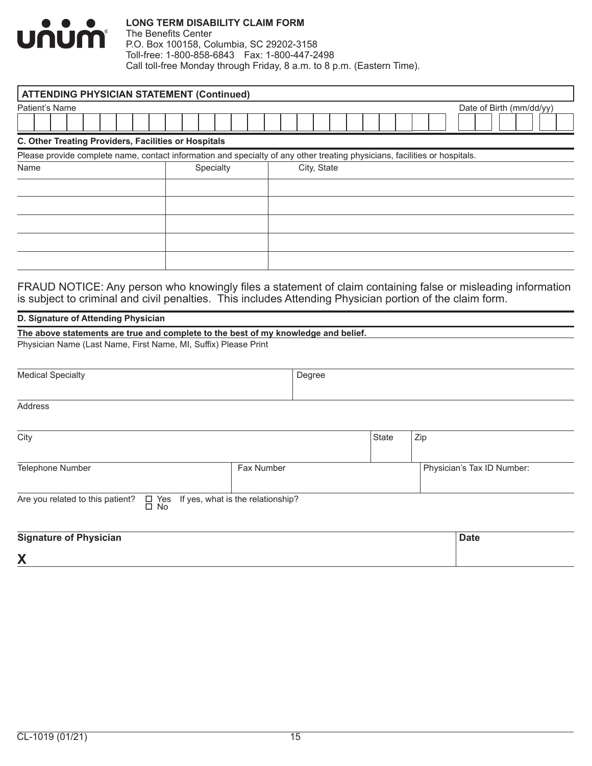**unum**

**LONG TERM DISABILITY CLAIM FORM**
The Benefits Center
P.O. Box 100158, Columbia, SC 29202-3158
Toll-free: 1-800-858-6843  Fax: 1-800-447-2498
Call toll-free Monday through Friday, 8 a.m. to 8 p.m. (Eastern Time).

## ATTENDING PHYSICIAN STATEMENT (Continued)

| Patient's Name | Date of Birth (mm/dd/yy) |
|---|---|
| | |

### C. Other Treating Providers, Facilities or Hospitals

Please provide complete name, contact information and specialty of any other treating physicians, facilities or hospitals.

| Name | Specialty | City, State |
|---|---|---|
| | | |
| | | |
| | | |
| | | |
| | | |

FRAUD NOTICE: Any person who knowingly files a statement of claim containing false or misleading information is subject to criminal and civil penalties. This includes Attending Physician portion of the claim form.

### D. Signature of Attending Physician

**The above statements are true and complete to the best of my knowledge and belief.**

Physician Name (Last Name, First Name, MI, Suffix) Please Print

| Medical Specialty | Degree |
|---|---|
| | |

Address

| City | State | Zip |
|---|---|---|
| | | |

| Telephone Number | Fax Number | Physician's Tax ID Number: |
|---|---|---|
| | | |

Are you related to this patient? ☐ Yes ☐ No  If yes, what is the relationship?

| Signature of Physician | Date |
|---|---|
| **X** | |

CL-1019 (01/21)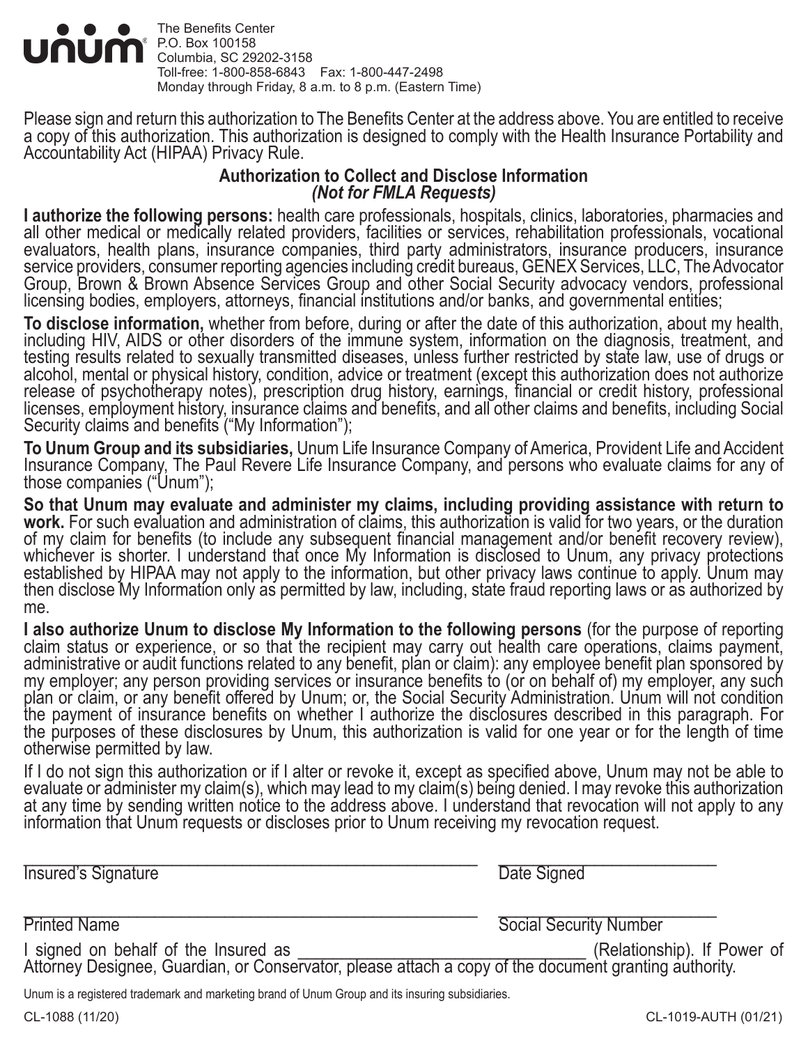unum

The Benefits Center
P.O. Box 100158
Columbia, SC 29202-3158
Toll-free: 1-800-858-6843 Fax: 1-800-447-2498
Monday through Friday, 8 a.m. to 8 p.m. (Eastern Time)

Please sign and return this authorization to The Benefits Center at the address above. You are entitled to receive a copy of this authorization. This authorization is designed to comply with the Health Insurance Portability and Accountability Act (HIPAA) Privacy Rule.

## Authorization to Collect and Disclose Information
### *(Not for FMLA Requests)*

**I authorize the following persons:** health care professionals, hospitals, clinics, laboratories, pharmacies and all other medical or medically related providers, facilities or services, rehabilitation professionals, vocational evaluators, health plans, insurance companies, third party administrators, insurance producers, insurance service providers, consumer reporting agencies including credit bureaus, GENEX Services, LLC, The Advocator Group, Brown & Brown Absence Services Group and other Social Security advocacy vendors, professional licensing bodies, employers, attorneys, financial institutions and/or banks, and governmental entities;

**To disclose information,** whether from before, during or after the date of this authorization, about my health, including HIV, AIDS or other disorders of the immune system, information on the diagnosis, treatment, and testing results related to sexually transmitted diseases, unless further restricted by state law, use of drugs or alcohol, mental or physical history, condition, advice or treatment (except this authorization does not authorize release of psychotherapy notes), prescription drug history, earnings, financial or credit history, professional licenses, employment history, insurance claims and benefits, and all other claims and benefits, including Social Security claims and benefits ("My Information");

**To Unum Group and its subsidiaries,** Unum Life Insurance Company of America, Provident Life and Accident Insurance Company, The Paul Revere Life Insurance Company, and persons who evaluate claims for any of those companies ("Unum");

**So that Unum may evaluate and administer my claims, including providing assistance with return to work.** For such evaluation and administration of claims, this authorization is valid for two years, or the duration of my claim for benefits (to include any subsequent financial management and/or benefit recovery review), whichever is shorter. I understand that once My Information is disclosed to Unum, any privacy protections established by HIPAA may not apply to the information, but other privacy laws continue to apply. Unum may then disclose My Information only as permitted by law, including, state fraud reporting laws or as authorized by me.

**I also authorize Unum to disclose My Information to the following persons** (for the purpose of reporting claim status or experience, or so that the recipient may carry out health care operations, claims payment, administrative or audit functions related to any benefit, plan or claim): any employee benefit plan sponsored by my employer; any person providing services or insurance benefits to (or on behalf of) my employer, any such plan or claim, or any benefit offered by Unum; or, the Social Security Administration. Unum will not condition the payment of insurance benefits on whether I authorize the disclosures described in this paragraph. For the purposes of these disclosures by Unum, this authorization is valid for one year or for the length of time otherwise permitted by law.

If I do not sign this authorization or if I alter or revoke it, except as specified above, Unum may not be able to evaluate or administer my claim(s), which may lead to my claim(s) being denied. I may revoke this authorization at any time by sending written notice to the address above. I understand that revocation will not apply to any information that Unum requests or discloses prior to Unum receiving my revocation request.

\_\_\_\_\_\_\_\_\_\_\_\_\_\_\_\_\_\_\_\_\_\_\_\_\_\_\_\_\_\_\_\_\_\_\_\_\_\_\_\_ \_\_\_\_\_\_\_\_\_\_\_\_\_\_\_\_\_\_\_\_
Insured's Signature Date Signed

\_\_\_\_\_\_\_\_\_\_\_\_\_\_\_\_\_\_\_\_\_\_\_\_\_\_\_\_\_\_\_\_\_\_\_\_\_\_\_\_ \_\_\_\_\_\_\_\_\_\_\_\_\_\_\_\_\_\_\_\_
Printed Name Social Security Number

I signed on behalf of the Insured as \_\_\_\_\_\_\_\_\_\_\_\_\_\_\_\_\_\_\_\_\_\_\_\_\_\_\_\_\_\_ (Relationship). If Power of Attorney Designee, Guardian, or Conservator, please attach a copy of the document granting authority.

Unum is a registered trademark and marketing brand of Unum Group and its insuring subsidiaries.

CL-1088 (11/20) CL-1019-AUTH (01/21)